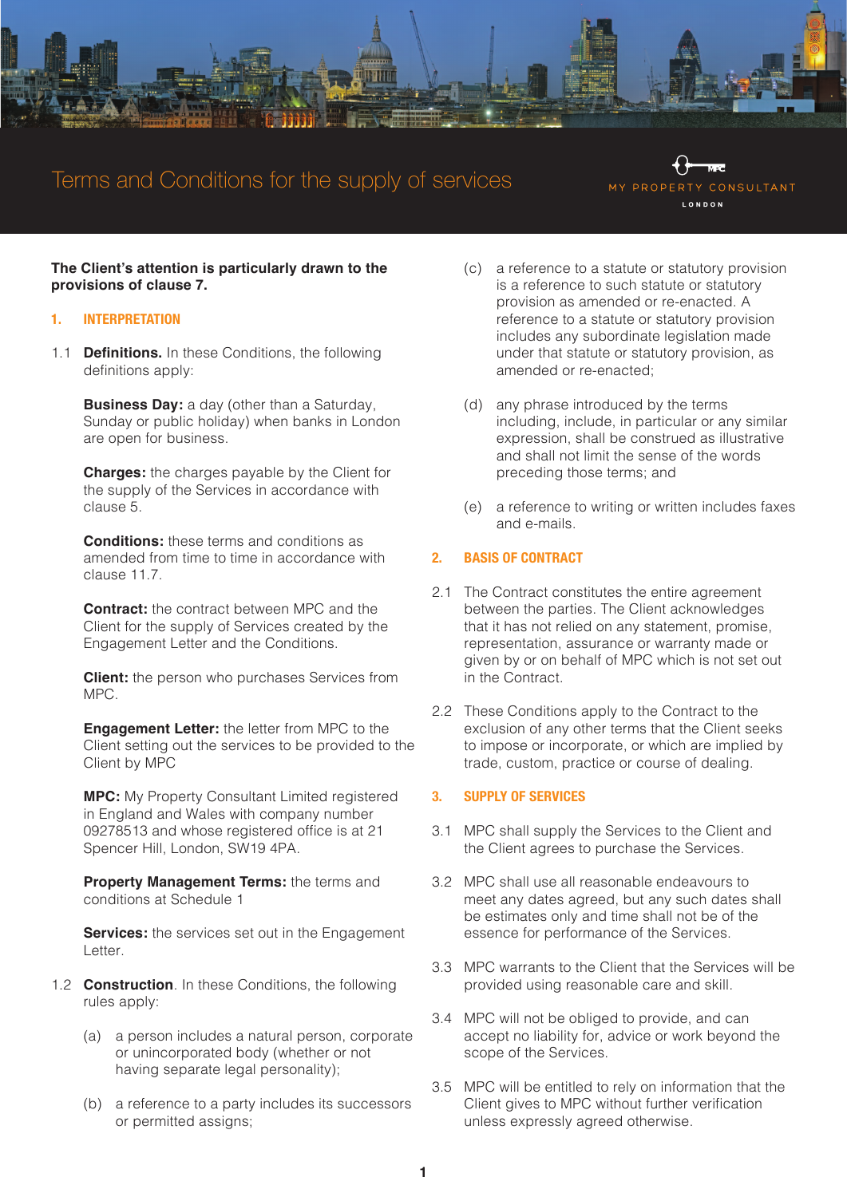# Terms and Conditions for the supply of services

MY PROPERTY CONSULTANT
LONDON

**The Client's attention is particularly drawn to the provisions of clause 7.**

## 1. INTERPRETATION

1.1 **Definitions.** In these Conditions, the following definitions apply:

**Business Day:** a day (other than a Saturday, Sunday or public holiday) when banks in London are open for business.

**Charges:** the charges payable by the Client for the supply of the Services in accordance with clause 5.

**Conditions:** these terms and conditions as amended from time to time in accordance with clause 11.7.

**Contract:** the contract between MPC and the Client for the supply of Services created by the Engagement Letter and the Conditions.

**Client:** the person who purchases Services from MPC.

**Engagement Letter:** the letter from MPC to the Client setting out the services to be provided to the Client by MPC

**MPC:** My Property Consultant Limited registered in England and Wales with company number 09278513 and whose registered office is at 21 Spencer Hill, London, SW19 4PA.

**Property Management Terms:** the terms and conditions at Schedule 1

**Services:** the services set out in the Engagement Letter.

1.2 **Construction**. In these Conditions, the following rules apply:

(a) a person includes a natural person, corporate or unincorporated body (whether or not having separate legal personality);

(b) a reference to a party includes its successors or permitted assigns;

(c) a reference to a statute or statutory provision is a reference to such statute or statutory provision as amended or re-enacted. A reference to a statute or statutory provision includes any subordinate legislation made under that statute or statutory provision, as amended or re-enacted;

(d) any phrase introduced by the terms including, include, in particular or any similar expression, shall be construed as illustrative and shall not limit the sense of the words preceding those terms; and

(e) a reference to writing or written includes faxes and e-mails.

## 2. BASIS OF CONTRACT

2.1 The Contract constitutes the entire agreement between the parties. The Client acknowledges that it has not relied on any statement, promise, representation, assurance or warranty made or given by or on behalf of MPC which is not set out in the Contract.

2.2 These Conditions apply to the Contract to the exclusion of any other terms that the Client seeks to impose or incorporate, or which are implied by trade, custom, practice or course of dealing.

## 3. SUPPLY OF SERVICES

3.1 MPC shall supply the Services to the Client and the Client agrees to purchase the Services.

3.2 MPC shall use all reasonable endeavours to meet any dates agreed, but any such dates shall be estimates only and time shall not be of the essence for performance of the Services.

3.3 MPC warrants to the Client that the Services will be provided using reasonable care and skill.

3.4 MPC will not be obliged to provide, and can accept no liability for, advice or work beyond the scope of the Services.

3.5 MPC will be entitled to rely on information that the Client gives to MPC without further verification unless expressly agreed otherwise.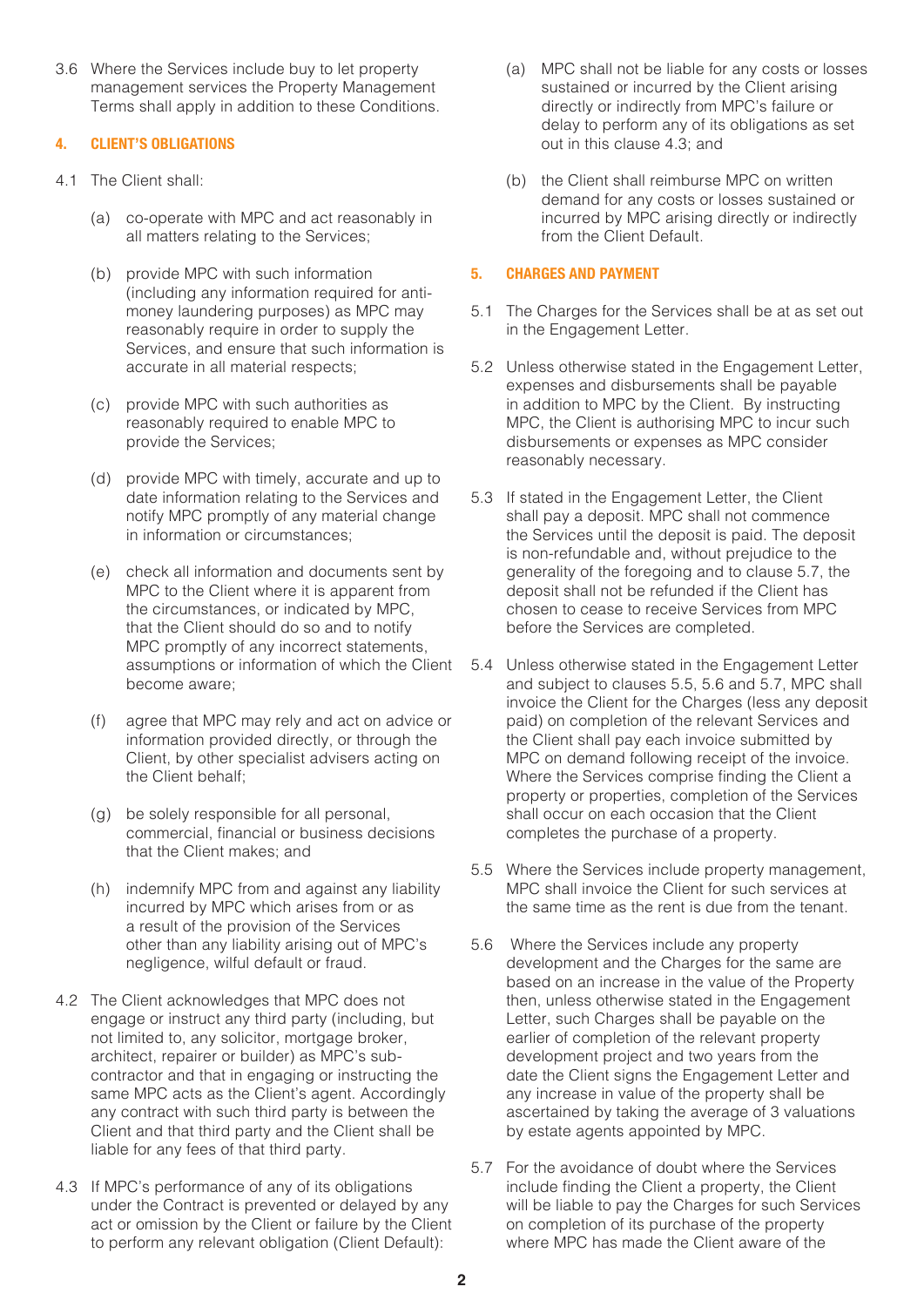3.6 Where the Services include buy to let property management services the Property Management Terms shall apply in addition to these Conditions.

## 4. CLIENT'S OBLIGATIONS

4.1 The Client shall:

(a) co-operate with MPC and act reasonably in all matters relating to the Services;

(b) provide MPC with such information (including any information required for anti-money laundering purposes) as MPC may reasonably require in order to supply the Services, and ensure that such information is accurate in all material respects;

(c) provide MPC with such authorities as reasonably required to enable MPC to provide the Services;

(d) provide MPC with timely, accurate and up to date information relating to the Services and notify MPC promptly of any material change in information or circumstances;

(e) check all information and documents sent by MPC to the Client where it is apparent from the circumstances, or indicated by MPC, that the Client should do so and to notify MPC promptly of any incorrect statements, assumptions or information of which the Client become aware;

(f) agree that MPC may rely and act on advice or information provided directly, or through the Client, by other specialist advisers acting on the Client behalf;

(g) be solely responsible for all personal, commercial, financial or business decisions that the Client makes; and

(h) indemnify MPC from and against any liability incurred by MPC which arises from or as a result of the provision of the Services other than any liability arising out of MPC's negligence, wilful default or fraud.

4.2 The Client acknowledges that MPC does not engage or instruct any third party (including, but not limited to, any solicitor, mortgage broker, architect, repairer or builder) as MPC's sub-contractor and that in engaging or instructing the same MPC acts as the Client's agent. Accordingly any contract with such third party is between the Client and that third party and the Client shall be liable for any fees of that third party.

4.3 If MPC's performance of any of its obligations under the Contract is prevented or delayed by any act or omission by the Client or failure by the Client to perform any relevant obligation (Client Default):

(a) MPC shall not be liable for any costs or losses sustained or incurred by the Client arising directly or indirectly from MPC's failure or delay to perform any of its obligations as set out in this clause 4.3; and

(b) the Client shall reimburse MPC on written demand for any costs or losses sustained or incurred by MPC arising directly or indirectly from the Client Default.

## 5. CHARGES AND PAYMENT

5.1 The Charges for the Services shall be at as set out in the Engagement Letter.

5.2 Unless otherwise stated in the Engagement Letter, expenses and disbursements shall be payable in addition to MPC by the Client. By instructing MPC, the Client is authorising MPC to incur such disbursements or expenses as MPC consider reasonably necessary.

5.3 If stated in the Engagement Letter, the Client shall pay a deposit. MPC shall not commence the Services until the deposit is paid. The deposit is non-refundable and, without prejudice to the generality of the foregoing and to clause 5.7, the deposit shall not be refunded if the Client has chosen to cease to receive Services from MPC before the Services are completed.

5.4 Unless otherwise stated in the Engagement Letter and subject to clauses 5.5, 5.6 and 5.7, MPC shall invoice the Client for the Charges (less any deposit paid) on completion of the relevant Services and the Client shall pay each invoice submitted by MPC on demand following receipt of the invoice. Where the Services comprise finding the Client a property or properties, completion of the Services shall occur on each occasion that the Client completes the purchase of a property.

5.5 Where the Services include property management, MPC shall invoice the Client for such services at the same time as the rent is due from the tenant.

5.6 Where the Services include any property development and the Charges for the same are based on an increase in the value of the Property then, unless otherwise stated in the Engagement Letter, such Charges shall be payable on the earlier of completion of the relevant property development project and two years from the date the Client signs the Engagement Letter and any increase in value of the property shall be ascertained by taking the average of 3 valuations by estate agents appointed by MPC.

5.7 For the avoidance of doubt where the Services include finding the Client a property, the Client will be liable to pay the Charges for such Services on completion of its purchase of the property where MPC has made the Client aware of the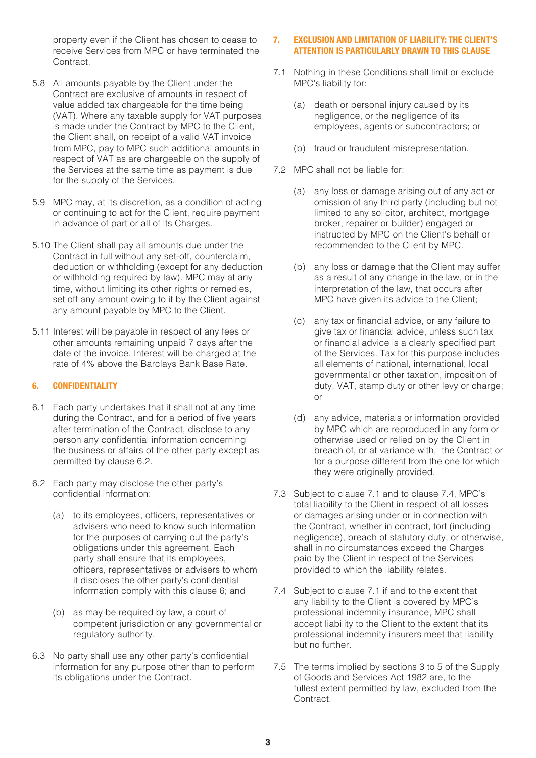property even if the Client has chosen to cease to receive Services from MPC or have terminated the Contract.

5.8 All amounts payable by the Client under the Contract are exclusive of amounts in respect of value added tax chargeable for the time being (VAT). Where any taxable supply for VAT purposes is made under the Contract by MPC to the Client, the Client shall, on receipt of a valid VAT invoice from MPC, pay to MPC such additional amounts in respect of VAT as are chargeable on the supply of the Services at the same time as payment is due for the supply of the Services.

5.9 MPC may, at its discretion, as a condition of acting or continuing to act for the Client, require payment in advance of part or all of its Charges.

5.10 The Client shall pay all amounts due under the Contract in full without any set-off, counterclaim, deduction or withholding (except for any deduction or withholding required by law). MPC may at any time, without limiting its other rights or remedies, set off any amount owing to it by the Client against any amount payable by MPC to the Client.

5.11 Interest will be payable in respect of any fees or other amounts remaining unpaid 7 days after the date of the invoice. Interest will be charged at the rate of 4% above the Barclays Bank Base Rate.

## 6. CONFIDENTIALITY

6.1 Each party undertakes that it shall not at any time during the Contract, and for a period of five years after termination of the Contract, disclose to any person any confidential information concerning the business or affairs of the other party except as permitted by clause 6.2.

6.2 Each party may disclose the other party's confidential information:

(a) to its employees, officers, representatives or advisers who need to know such information for the purposes of carrying out the party's obligations under this agreement. Each party shall ensure that its employees, officers, representatives or advisers to whom it discloses the other party's confidential information comply with this clause 6; and

(b) as may be required by law, a court of competent jurisdiction or any governmental or regulatory authority.

6.3 No party shall use any other party's confidential information for any purpose other than to perform its obligations under the Contract.

## 7. EXCLUSION AND LIMITATION OF LIABILITY: THE CLIENT'S ATTENTION IS PARTICULARLY DRAWN TO THIS CLAUSE

7.1 Nothing in these Conditions shall limit or exclude MPC's liability for:

(a) death or personal injury caused by its negligence, or the negligence of its employees, agents or subcontractors; or

(b) fraud or fraudulent misrepresentation.

7.2 MPC shall not be liable for:

(a) any loss or damage arising out of any act or omission of any third party (including but not limited to any solicitor, architect, mortgage broker, repairer or builder) engaged or instructed by MPC on the Client's behalf or recommended to the Client by MPC.

(b) any loss or damage that the Client may suffer as a result of any change in the law, or in the interpretation of the law, that occurs after MPC have given its advice to the Client;

(c) any tax or financial advice, or any failure to give tax or financial advice, unless such tax or financial advice is a clearly specified part of the Services. Tax for this purpose includes all elements of national, international, local governmental or other taxation, imposition of duty, VAT, stamp duty or other levy or charge; or

(d) any advice, materials or information provided by MPC which are reproduced in any form or otherwise used or relied on by the Client in breach of, or at variance with, the Contract or for a purpose different from the one for which they were originally provided.

7.3 Subject to clause 7.1 and to clause 7.4, MPC's total liability to the Client in respect of all losses or damages arising under or in connection with the Contract, whether in contract, tort (including negligence), breach of statutory duty, or otherwise, shall in no circumstances exceed the Charges paid by the Client in respect of the Services provided to which the liability relates.

7.4 Subject to clause 7.1 if and to the extent that any liability to the Client is covered by MPC's professional indemnity insurance, MPC shall accept liability to the Client to the extent that its professional indemnity insurers meet that liability but no further.

7.5 The terms implied by sections 3 to 5 of the Supply of Goods and Services Act 1982 are, to the fullest extent permitted by law, excluded from the Contract.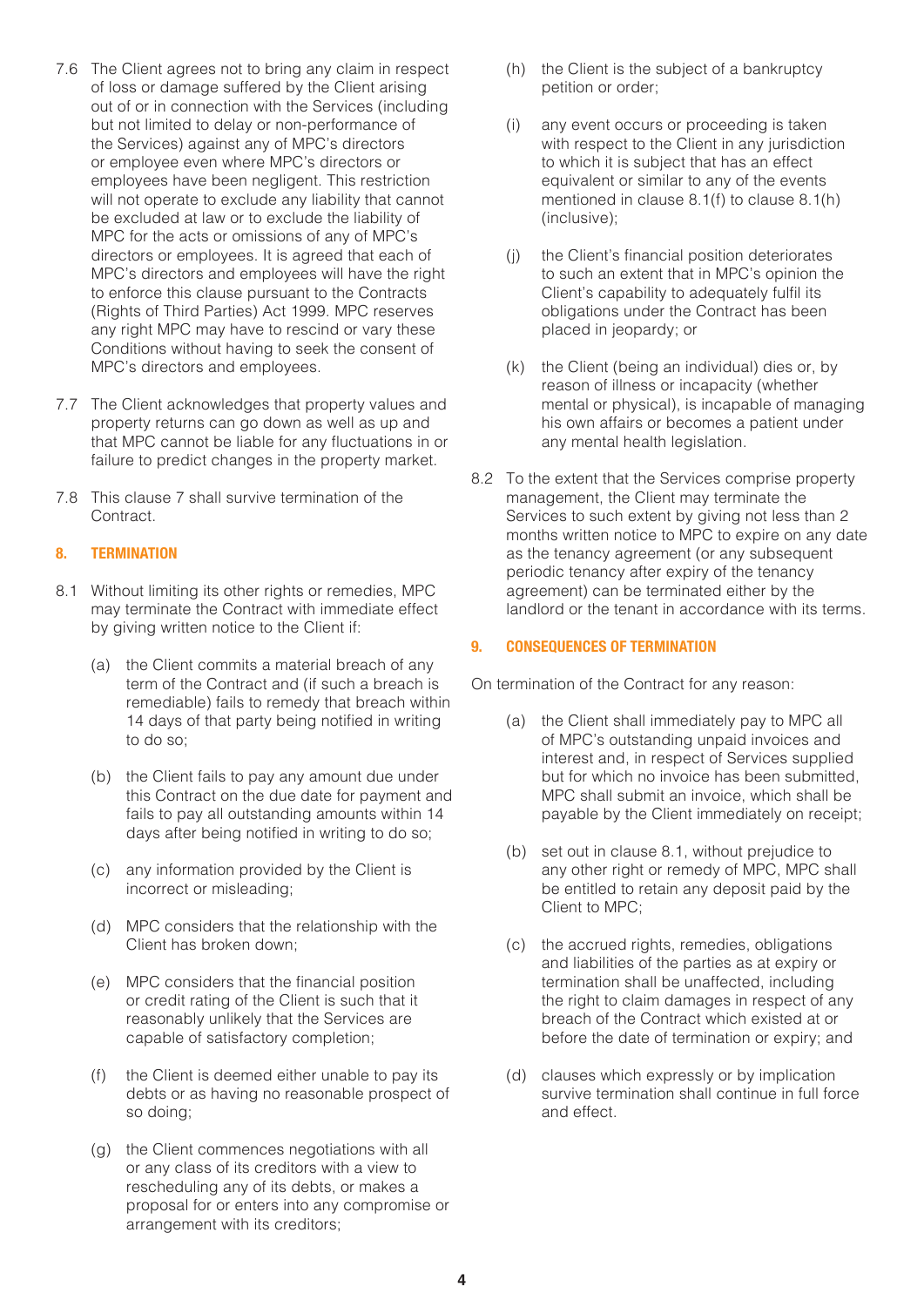7.6 The Client agrees not to bring any claim in respect of loss or damage suffered by the Client arising out of or in connection with the Services (including but not limited to delay or non-performance of the Services) against any of MPC's directors or employee even where MPC's directors or employees have been negligent. This restriction will not operate to exclude any liability that cannot be excluded at law or to exclude the liability of MPC for the acts or omissions of any of MPC's directors or employees. It is agreed that each of MPC's directors and employees will have the right to enforce this clause pursuant to the Contracts (Rights of Third Parties) Act 1999. MPC reserves any right MPC may have to rescind or vary these Conditions without having to seek the consent of MPC's directors and employees.

7.7 The Client acknowledges that property values and property returns can go down as well as up and that MPC cannot be liable for any fluctuations in or failure to predict changes in the property market.

7.8 This clause 7 shall survive termination of the Contract.

## 8. TERMINATION

8.1 Without limiting its other rights or remedies, MPC may terminate the Contract with immediate effect by giving written notice to the Client if:

(a) the Client commits a material breach of any term of the Contract and (if such a breach is remediable) fails to remedy that breach within 14 days of that party being notified in writing to do so;

(b) the Client fails to pay any amount due under this Contract on the due date for payment and fails to pay all outstanding amounts within 14 days after being notified in writing to do so;

(c) any information provided by the Client is incorrect or misleading;

(d) MPC considers that the relationship with the Client has broken down;

(e) MPC considers that the financial position or credit rating of the Client is such that it reasonably unlikely that the Services are capable of satisfactory completion;

(f) the Client is deemed either unable to pay its debts or as having no reasonable prospect of so doing;

(g) the Client commences negotiations with all or any class of its creditors with a view to rescheduling any of its debts, or makes a proposal for or enters into any compromise or arrangement with its creditors;

(h) the Client is the subject of a bankruptcy petition or order;

(i) any event occurs or proceeding is taken with respect to the Client in any jurisdiction to which it is subject that has an effect equivalent or similar to any of the events mentioned in clause 8.1(f) to clause 8.1(h) (inclusive);

(j) the Client's financial position deteriorates to such an extent that in MPC's opinion the Client's capability to adequately fulfil its obligations under the Contract has been placed in jeopardy; or

(k) the Client (being an individual) dies or, by reason of illness or incapacity (whether mental or physical), is incapable of managing his own affairs or becomes a patient under any mental health legislation.

8.2 To the extent that the Services comprise property management, the Client may terminate the Services to such extent by giving not less than 2 months written notice to MPC to expire on any date as the tenancy agreement (or any subsequent periodic tenancy after expiry of the tenancy agreement) can be terminated either by the landlord or the tenant in accordance with its terms.

## 9. CONSEQUENCES OF TERMINATION

On termination of the Contract for any reason:

(a) the Client shall immediately pay to MPC all of MPC's outstanding unpaid invoices and interest and, in respect of Services supplied but for which no invoice has been submitted, MPC shall submit an invoice, which shall be payable by the Client immediately on receipt;

(b) set out in clause 8.1, without prejudice to any other right or remedy of MPC, MPC shall be entitled to retain any deposit paid by the Client to MPC;

(c) the accrued rights, remedies, obligations and liabilities of the parties as at expiry or termination shall be unaffected, including the right to claim damages in respect of any breach of the Contract which existed at or before the date of termination or expiry; and

(d) clauses which expressly or by implication survive termination shall continue in full force and effect.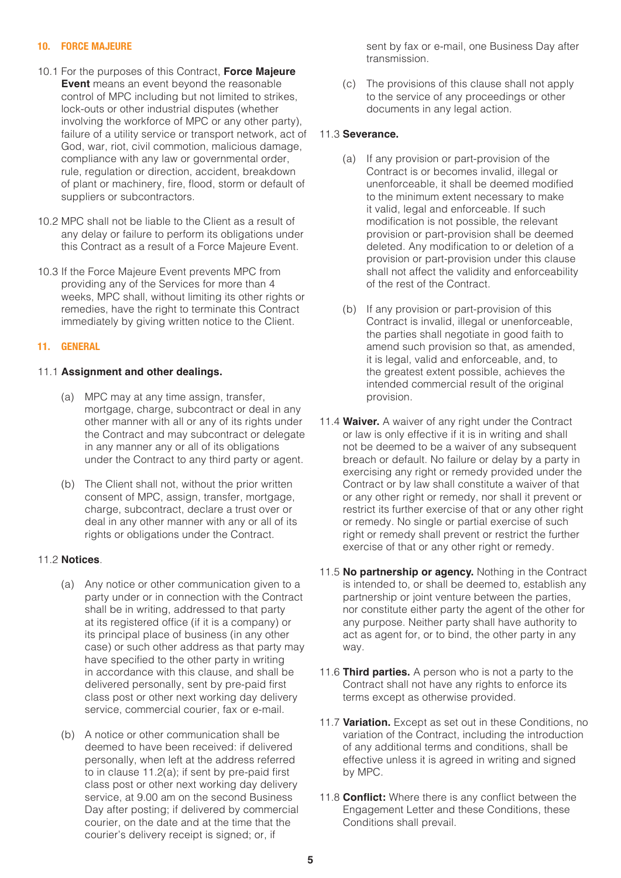## 10. FORCE MAJEURE

10.1 For the purposes of this Contract, **Force Majeure Event** means an event beyond the reasonable control of MPC including but not limited to strikes, lock-outs or other industrial disputes (whether involving the workforce of MPC or any other party), failure of a utility service or transport network, act of God, war, riot, civil commotion, malicious damage, compliance with any law or governmental order, rule, regulation or direction, accident, breakdown of plant or machinery, fire, flood, storm or default of suppliers or subcontractors.

10.2 MPC shall not be liable to the Client as a result of any delay or failure to perform its obligations under this Contract as a result of a Force Majeure Event.

10.3 If the Force Majeure Event prevents MPC from providing any of the Services for more than 4 weeks, MPC shall, without limiting its other rights or remedies, have the right to terminate this Contract immediately by giving written notice to the Client.

## 11. GENERAL

11.1 **Assignment and other dealings.**

(a) MPC may at any time assign, transfer, mortgage, charge, subcontract or deal in any other manner with all or any of its rights under the Contract and may subcontract or delegate in any manner any or all of its obligations under the Contract to any third party or agent.

(b) The Client shall not, without the prior written consent of MPC, assign, transfer, mortgage, charge, subcontract, declare a trust over or deal in any other manner with any or all of its rights or obligations under the Contract.

11.2 **Notices**.

(a) Any notice or other communication given to a party under or in connection with the Contract shall be in writing, addressed to that party at its registered office (if it is a company) or its principal place of business (in any other case) or such other address as that party may have specified to the other party in writing in accordance with this clause, and shall be delivered personally, sent by pre-paid first class post or other next working day delivery service, commercial courier, fax or e-mail.

(b) A notice or other communication shall be deemed to have been received: if delivered personally, when left at the address referred to in clause 11.2(a); if sent by pre-paid first class post or other next working day delivery service, at 9.00 am on the second Business Day after posting; if delivered by commercial courier, on the date and at the time that the courier's delivery receipt is signed; or, if sent by fax or e-mail, one Business Day after transmission.

(c) The provisions of this clause shall not apply to the service of any proceedings or other documents in any legal action.

11.3 **Severance.**

(a) If any provision or part-provision of the Contract is or becomes invalid, illegal or unenforceable, it shall be deemed modified to the minimum extent necessary to make it valid, legal and enforceable. If such modification is not possible, the relevant provision or part-provision shall be deemed deleted. Any modification to or deletion of a provision or part-provision under this clause shall not affect the validity and enforceability of the rest of the Contract.

(b) If any provision or part-provision of this Contract is invalid, illegal or unenforceable, the parties shall negotiate in good faith to amend such provision so that, as amended, it is legal, valid and enforceable, and, to the greatest extent possible, achieves the intended commercial result of the original provision.

11.4 **Waiver.** A waiver of any right under the Contract or law is only effective if it is in writing and shall not be deemed to be a waiver of any subsequent breach or default. No failure or delay by a party in exercising any right or remedy provided under the Contract or by law shall constitute a waiver of that or any other right or remedy, nor shall it prevent or restrict its further exercise of that or any other right or remedy. No single or partial exercise of such right or remedy shall prevent or restrict the further exercise of that or any other right or remedy.

11.5 **No partnership or agency.** Nothing in the Contract is intended to, or shall be deemed to, establish any partnership or joint venture between the parties, nor constitute either party the agent of the other for any purpose. Neither party shall have authority to act as agent for, or to bind, the other party in any way.

11.6 **Third parties.** A person who is not a party to the Contract shall not have any rights to enforce its terms except as otherwise provided.

11.7 **Variation.** Except as set out in these Conditions, no variation of the Contract, including the introduction of any additional terms and conditions, shall be effective unless it is agreed in writing and signed by MPC.

11.8 **Conflict:** Where there is any conflict between the Engagement Letter and these Conditions, these Conditions shall prevail.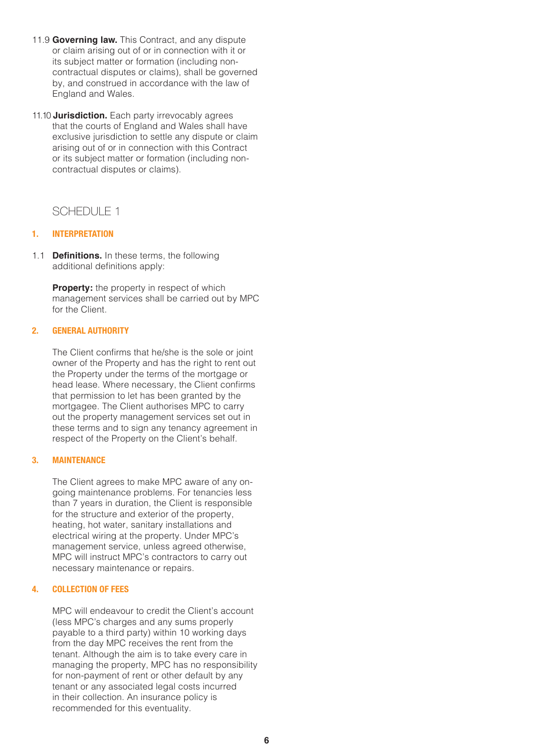11.9 **Governing law.** This Contract, and any dispute or claim arising out of or in connection with it or its subject matter or formation (including non-contractual disputes or claims), shall be governed by, and construed in accordance with the law of England and Wales.

11.10 **Jurisdiction.** Each party irrevocably agrees that the courts of England and Wales shall have exclusive jurisdiction to settle any dispute or claim arising out of or in connection with this Contract or its subject matter or formation (including non-contractual disputes or claims).

## SCHEDULE 1

### 1. INTERPRETATION

1.1 **Definitions.** In these terms, the following additional definitions apply:

**Property:** the property in respect of which management services shall be carried out by MPC for the Client.

### 2. GENERAL AUTHORITY

The Client confirms that he/she is the sole or joint owner of the Property and has the right to rent out the Property under the terms of the mortgage or head lease. Where necessary, the Client confirms that permission to let has been granted by the mortgagee. The Client authorises MPC to carry out the property management services set out in these terms and to sign any tenancy agreement in respect of the Property on the Client's behalf.

### 3. MAINTENANCE

The Client agrees to make MPC aware of any on-going maintenance problems. For tenancies less than 7 years in duration, the Client is responsible for the structure and exterior of the property, heating, hot water, sanitary installations and electrical wiring at the property. Under MPC's management service, unless agreed otherwise, MPC will instruct MPC's contractors to carry out necessary maintenance or repairs.

### 4. COLLECTION OF FEES

MPC will endeavour to credit the Client's account (less MPC's charges and any sums properly payable to a third party) within 10 working days from the day MPC receives the rent from the tenant. Although the aim is to take every care in managing the property, MPC has no responsibility for non-payment of rent or other default by any tenant or any associated legal costs incurred in their collection. An insurance policy is recommended for this eventuality.